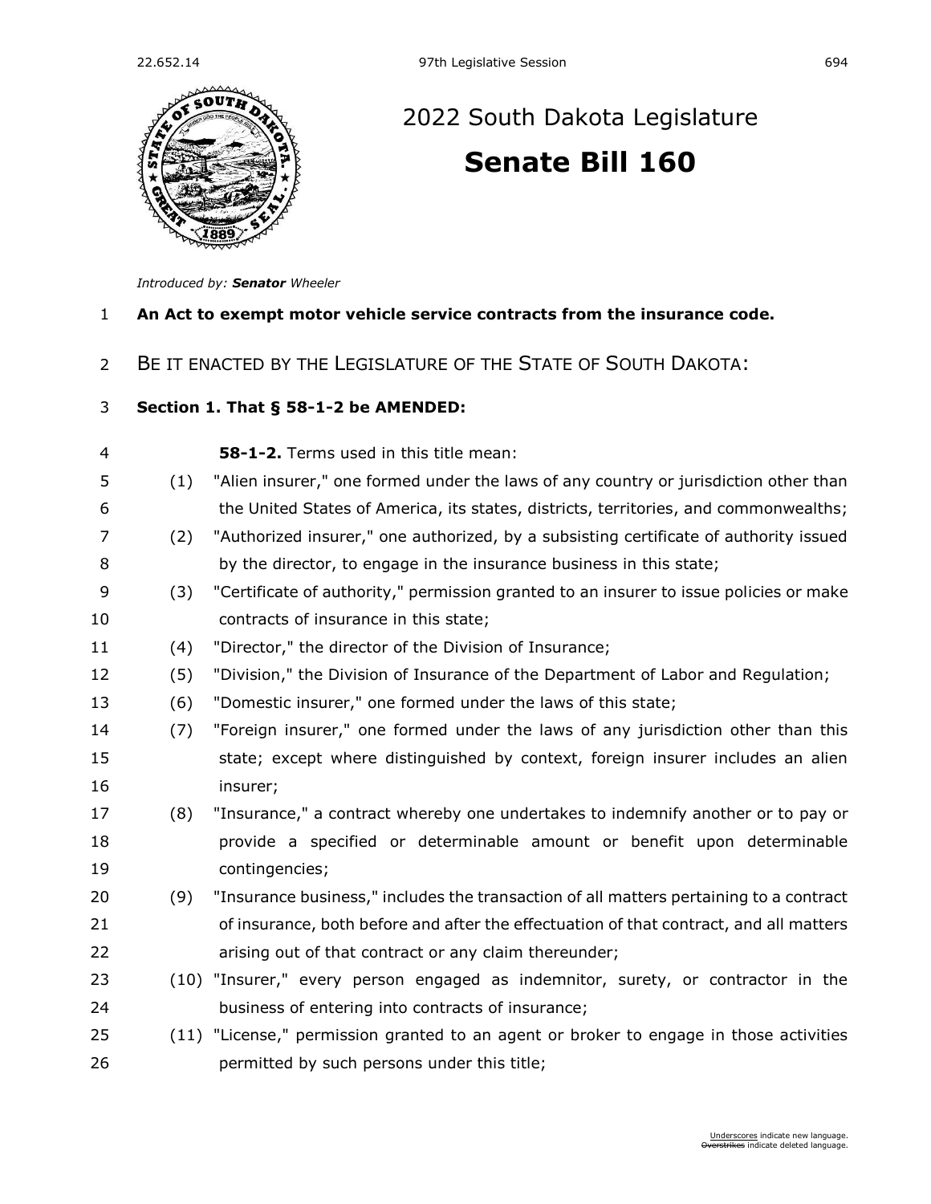# 2022 South Dakota Legislature

# Senate Bill 160

*Introduced by:* ***Senator*** *Wheeler*

**An Act to exempt motor vehicle service contracts from the insurance code.**

BE IT ENACTED BY THE LEGISLATURE OF THE STATE OF SOUTH DAKOTA:

**Section 1. That § 58-1-2 be AMENDED:**

**58-1-2.** Terms used in this title mean:

(1) "Alien insurer," one formed under the laws of any country or jurisdiction other than the United States of America, its states, districts, territories, and commonwealths;

(2) "Authorized insurer," one authorized, by a subsisting certificate of authority issued by the director, to engage in the insurance business in this state;

(3) "Certificate of authority," permission granted to an insurer to issue policies or make contracts of insurance in this state;

(4) "Director," the director of the Division of Insurance;

(5) "Division," the Division of Insurance of the Department of Labor and Regulation;

(6) "Domestic insurer," one formed under the laws of this state;

(7) "Foreign insurer," one formed under the laws of any jurisdiction other than this state; except where distinguished by context, foreign insurer includes an alien insurer;

(8) "Insurance," a contract whereby one undertakes to indemnify another or to pay or provide a specified or determinable amount or benefit upon determinable contingencies;

(9) "Insurance business," includes the transaction of all matters pertaining to a contract of insurance, both before and after the effectuation of that contract, and all matters arising out of that contract or any claim thereunder;

(10) "Insurer," every person engaged as indemnitor, surety, or contractor in the business of entering into contracts of insurance;

(11) "License," permission granted to an agent or broker to engage in those activities permitted by such persons under this title;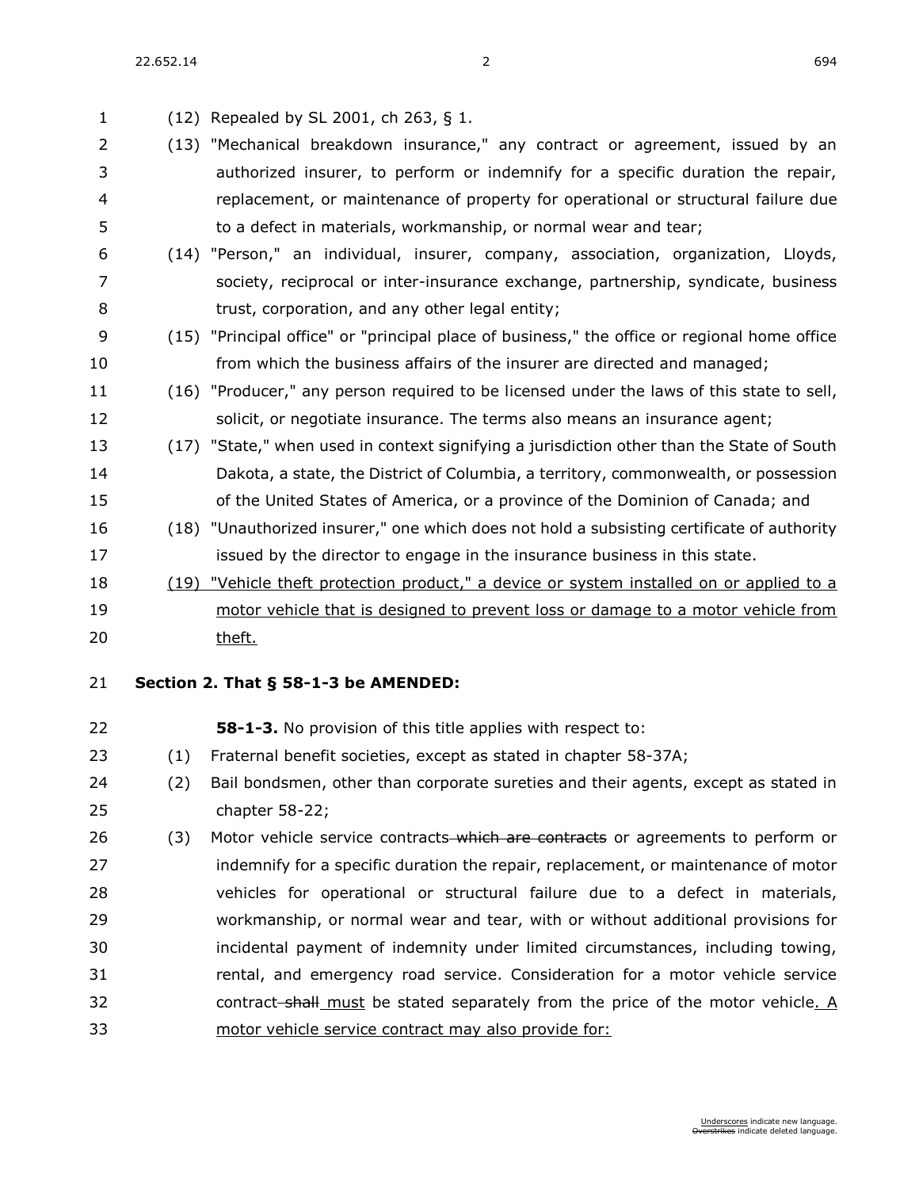(12) Repealed by SL 2001, ch 263, § 1.

(13) "Mechanical breakdown insurance," any contract or agreement, issued by an authorized insurer, to perform or indemnify for a specific duration the repair, replacement, or maintenance of property for operational or structural failure due to a defect in materials, workmanship, or normal wear and tear;

(14) "Person," an individual, insurer, company, association, organization, Lloyds, society, reciprocal or inter-insurance exchange, partnership, syndicate, business trust, corporation, and any other legal entity;

(15) "Principal office" or "principal place of business," the office or regional home office from which the business affairs of the insurer are directed and managed;

(16) "Producer," any person required to be licensed under the laws of this state to sell, solicit, or negotiate insurance. The terms also means an insurance agent;

(17) "State," when used in context signifying a jurisdiction other than the State of South Dakota, a state, the District of Columbia, a territory, commonwealth, or possession of the United States of America, or a province of the Dominion of Canada; and

(18) "Unauthorized insurer," one which does not hold a subsisting certificate of authority issued by the director to engage in the insurance business in this state.

<u>(19) "Vehicle theft protection product," a device or system installed on or applied to a motor vehicle that is designed to prevent loss or damage to a motor vehicle from theft.</u>

**Section 2. That § 58-1-3 be AMENDED:**

**58-1-3.** No provision of this title applies with respect to:

(1) Fraternal benefit societies, except as stated in chapter 58-37A;

(2) Bail bondsmen, other than corporate sureties and their agents, except as stated in chapter 58-22;

(3) Motor vehicle service contracts ~~which are contracts~~ or agreements to perform or indemnify for a specific duration the repair, replacement, or maintenance of motor vehicles for operational or structural failure due to a defect in materials, workmanship, or normal wear and tear, with or without additional provisions for incidental payment of indemnity under limited circumstances, including towing, rental, and emergency road service. Consideration for a motor vehicle service contract ~~shall~~ <u>must</u> be stated separately from the price of the motor vehicle<u>. A motor vehicle service contract may also provide for:</u>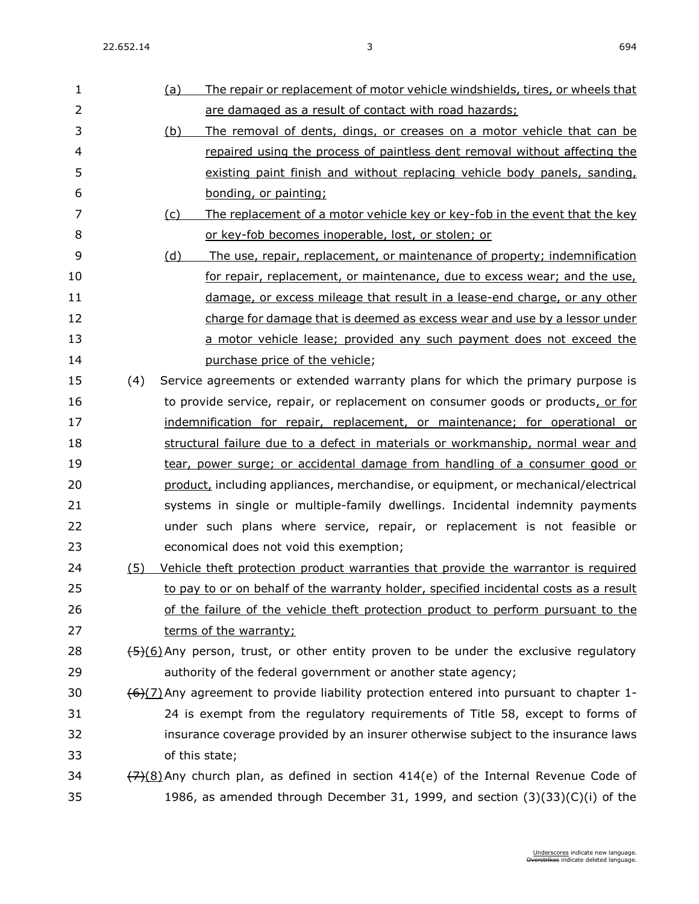(a) The repair or replacement of motor vehicle windshields, tires, or wheels that are damaged as a result of contact with road hazards;

(b) The removal of dents, dings, or creases on a motor vehicle that can be repaired using the process of paintless dent removal without affecting the existing paint finish and without replacing vehicle body panels, sanding, bonding, or painting;

(c) The replacement of a motor vehicle key or key-fob in the event that the key or key-fob becomes inoperable, lost, or stolen; or

(d) The use, repair, replacement, or maintenance of property; indemnification for repair, replacement, or maintenance, due to excess wear; and the use, damage, or excess mileage that result in a lease-end charge, or any other charge for damage that is deemed as excess wear and use by a lessor under a motor vehicle lease; provided any such payment does not exceed the purchase price of the vehicle;

(4) Service agreements or extended warranty plans for which the primary purpose is to provide service, repair, or replacement on consumer goods or products, or for indemnification for repair, replacement, or maintenance; for operational or structural failure due to a defect in materials or workmanship, normal wear and tear, power surge; or accidental damage from handling of a consumer good or product, including appliances, merchandise, or equipment, or mechanical/electrical systems in single or multiple-family dwellings. Incidental indemnity payments under such plans where service, repair, or replacement is not feasible or economical does not void this exemption;

(5) Vehicle theft protection product warranties that provide the warrantor is required to pay to or on behalf of the warranty holder, specified incidental costs as a result of the failure of the vehicle theft protection product to perform pursuant to the terms of the warranty;

~~(5)~~(6) Any person, trust, or other entity proven to be under the exclusive regulatory authority of the federal government or another state agency;

~~(6)~~(7) Any agreement to provide liability protection entered into pursuant to chapter 1-24 is exempt from the regulatory requirements of Title 58, except to forms of insurance coverage provided by an insurer otherwise subject to the insurance laws of this state;

~~(7)~~(8) Any church plan, as defined in section 414(e) of the Internal Revenue Code of 1986, as amended through December 31, 1999, and section (3)(33)(C)(i) of the

Underscores indicate new language.
~~Overstrikes~~ indicate deleted language.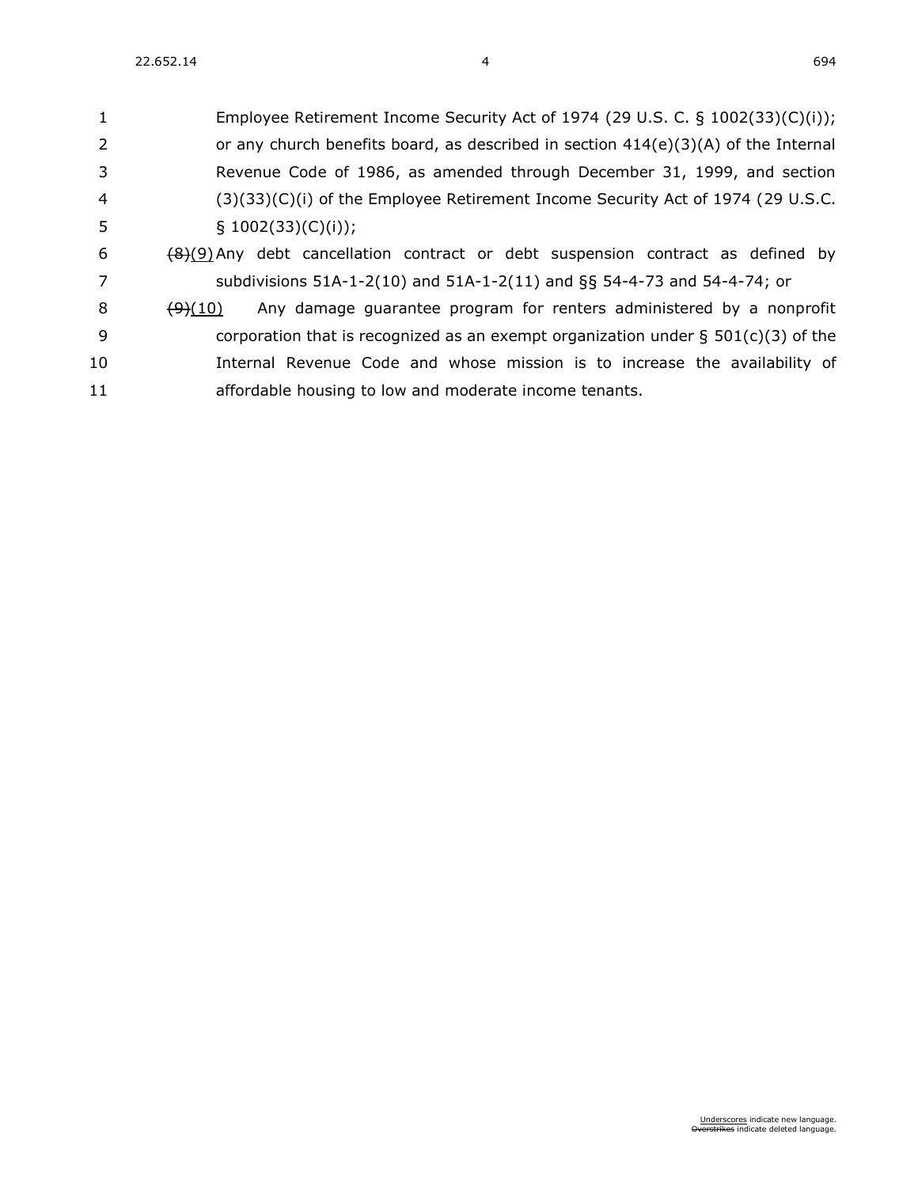Employee Retirement Income Security Act of 1974 (29 U.S. C. § 1002(33)(C)(i)); or any church benefits board, as described in section 414(e)(3)(A) of the Internal Revenue Code of 1986, as amended through December 31, 1999, and section (3)(33)(C)(i) of the Employee Retirement Income Security Act of 1974 (29 U.S.C. § 1002(33)(C)(i));

~~(8)~~(9) Any debt cancellation contract or debt suspension contract as defined by subdivisions 51A-1-2(10) and 51A-1-2(11) and §§ 54-4-73 and 54-4-74; or

~~(9)~~(10) Any damage guarantee program for renters administered by a nonprofit corporation that is recognized as an exempt organization under § 501(c)(3) of the Internal Revenue Code and whose mission is to increase the availability of affordable housing to low and moderate income tenants.

Underscores indicate new language.
~~Overstrikes~~ indicate deleted language.